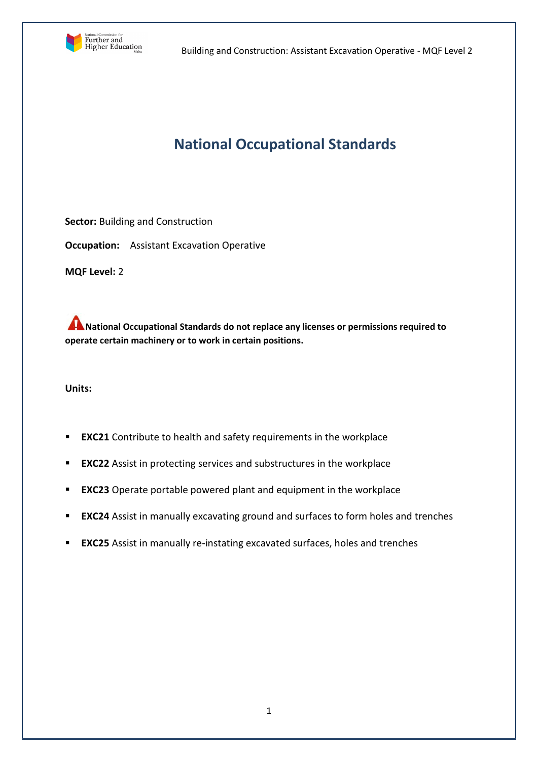# National Occupational Standards

**Sector:** Building and Construction

**Occupation:** Assistant Excavation Operative

**MQF Level:** 2

**National Occupational Standards do not replace any licenses or permissions required to operate certain machinery or to work in certain positions.**

**Units:**

- **EXC21** Contribute to health and safety requirements in the workplace
- **EXC22** Assist in protecting services and substructures in the workplace
- **EXC23** Operate portable powered plant and equipment in the workplace
- **EXC24** Assist in manually excavating ground and surfaces to form holes and trenches
- **EXC25** Assist in manually re-instating excavated surfaces, holes and trenches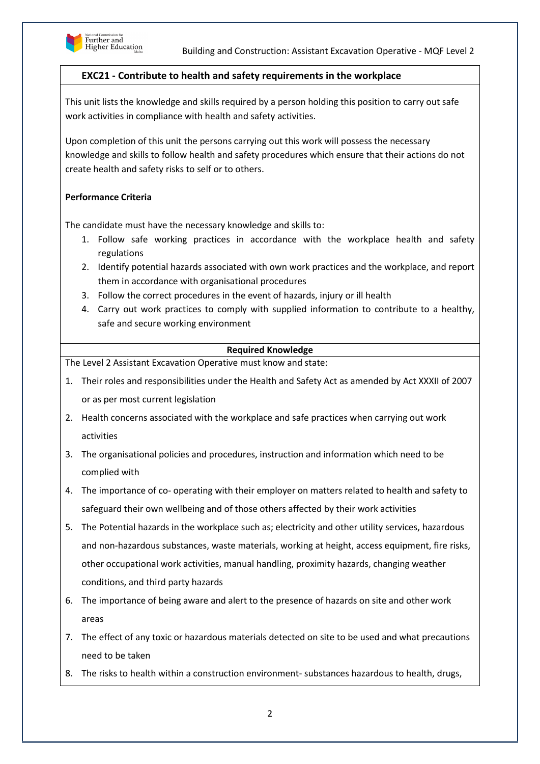## EXC21 - Contribute to health and safety requirements in the workplace

This unit lists the knowledge and skills required by a person holding this position to carry out safe work activities in compliance with health and safety activities.

Upon completion of this unit the persons carrying out this work will possess the necessary knowledge and skills to follow health and safety procedures which ensure that their actions do not create health and safety risks to self or to others.

**Performance Criteria**

The candidate must have the necessary knowledge and skills to:

1. Follow safe working practices in accordance with the workplace health and safety regulations
2. Identify potential hazards associated with own work practices and the workplace, and report them in accordance with organisational procedures
3. Follow the correct procedures in the event of hazards, injury or ill health
4. Carry out work practices to comply with supplied information to contribute to a healthy, safe and secure working environment

**Required Knowledge**

The Level 2 Assistant Excavation Operative must know and state:

1. Their roles and responsibilities under the Health and Safety Act as amended by Act XXXII of 2007 or as per most current legislation
2. Health concerns associated with the workplace and safe practices when carrying out work activities
3. The organisational policies and procedures, instruction and information which need to be complied with
4. The importance of co- operating with their employer on matters related to health and safety to safeguard their own wellbeing and of those others affected by their work activities
5. The Potential hazards in the workplace such as; electricity and other utility services, hazardous and non-hazardous substances, waste materials, working at height, access equipment, fire risks, other occupational work activities, manual handling, proximity hazards, changing weather conditions, and third party hazards
6. The importance of being aware and alert to the presence of hazards on site and other work areas
7. The effect of any toxic or hazardous materials detected on site to be used and what precautions need to be taken
8. The risks to health within a construction environment- substances hazardous to health, drugs,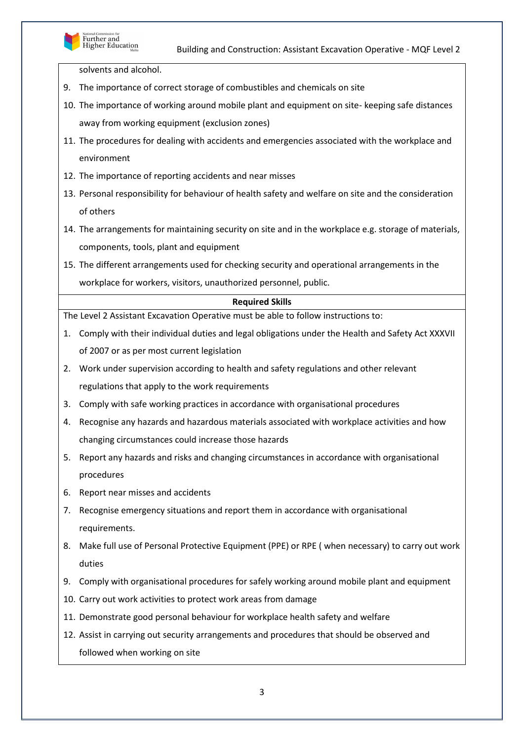solvents and alcohol.

9. The importance of correct storage of combustibles and chemicals on site
10. The importance of working around mobile plant and equipment on site- keeping safe distances away from working equipment (exclusion zones)
11. The procedures for dealing with accidents and emergencies associated with the workplace and environment
12. The importance of reporting accidents and near misses
13. Personal responsibility for behaviour of health safety and welfare on site and the consideration of others
14. The arrangements for maintaining security on site and in the workplace e.g. storage of materials, components, tools, plant and equipment
15. The different arrangements used for checking security and operational arrangements in the workplace for workers, visitors, unauthorized personnel, public.

**Required Skills**

The Level 2 Assistant Excavation Operative must be able to follow instructions to:

1. Comply with their individual duties and legal obligations under the Health and Safety Act XXXVII of 2007 or as per most current legislation
2. Work under supervision according to health and safety regulations and other relevant regulations that apply to the work requirements
3. Comply with safe working practices in accordance with organisational procedures
4. Recognise any hazards and hazardous materials associated with workplace activities and how changing circumstances could increase those hazards
5. Report any hazards and risks and changing circumstances in accordance with organisational procedures
6. Report near misses and accidents
7. Recognise emergency situations and report them in accordance with organisational requirements.
8. Make full use of Personal Protective Equipment (PPE) or RPE ( when necessary) to carry out work duties
9. Comply with organisational procedures for safely working around mobile plant and equipment
10. Carry out work activities to protect work areas from damage
11. Demonstrate good personal behaviour for workplace health safety and welfare
12. Assist in carrying out security arrangements and procedures that should be observed and followed when working on site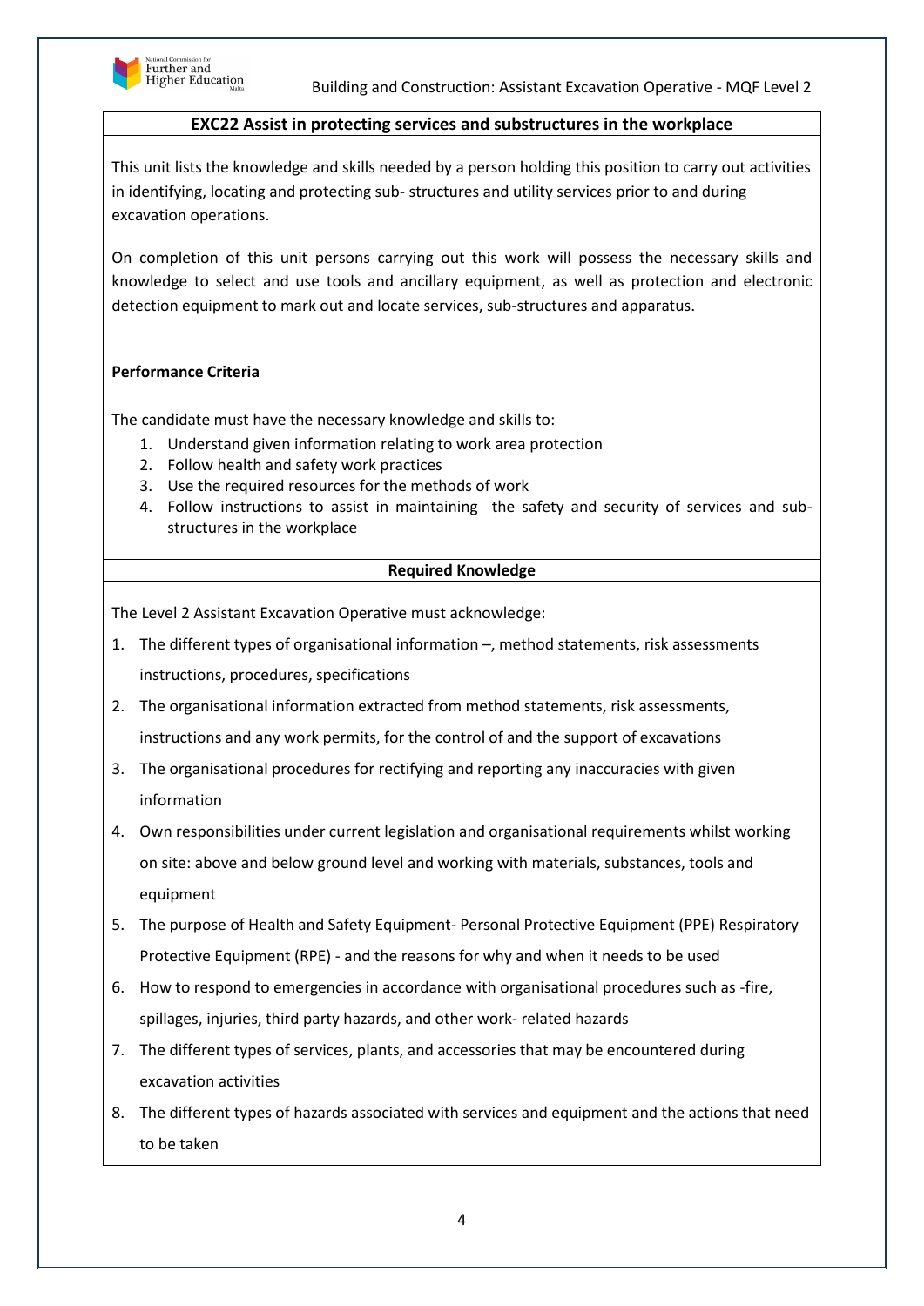## EXC22 Assist in protecting services and substructures in the workplace

This unit lists the knowledge and skills needed by a person holding this position to carry out activities in identifying, locating and protecting sub- structures and utility services prior to and during excavation operations.

On completion of this unit persons carrying out this work will possess the necessary skills and knowledge to select and use tools and ancillary equipment, as well as protection and electronic detection equipment to mark out and locate services, sub-structures and apparatus.

**Performance Criteria**

The candidate must have the necessary knowledge and skills to:

1. Understand given information relating to work area protection
2. Follow health and safety work practices
3. Use the required resources for the methods of work
4. Follow instructions to assist in maintaining the safety and security of services and sub-structures in the workplace

### Required Knowledge

The Level 2 Assistant Excavation Operative must acknowledge:

1. The different types of organisational information –, method statements, risk assessments instructions, procedures, specifications
2. The organisational information extracted from method statements, risk assessments, instructions and any work permits, for the control of and the support of excavations
3. The organisational procedures for rectifying and reporting any inaccuracies with given information
4. Own responsibilities under current legislation and organisational requirements whilst working on site: above and below ground level and working with materials, substances, tools and equipment
5. The purpose of Health and Safety Equipment- Personal Protective Equipment (PPE) Respiratory Protective Equipment (RPE) - and the reasons for why and when it needs to be used
6. How to respond to emergencies in accordance with organisational procedures such as -fire, spillages, injuries, third party hazards, and other work- related hazards
7. The different types of services, plants, and accessories that may be encountered during excavation activities
8. The different types of hazards associated with services and equipment and the actions that need to be taken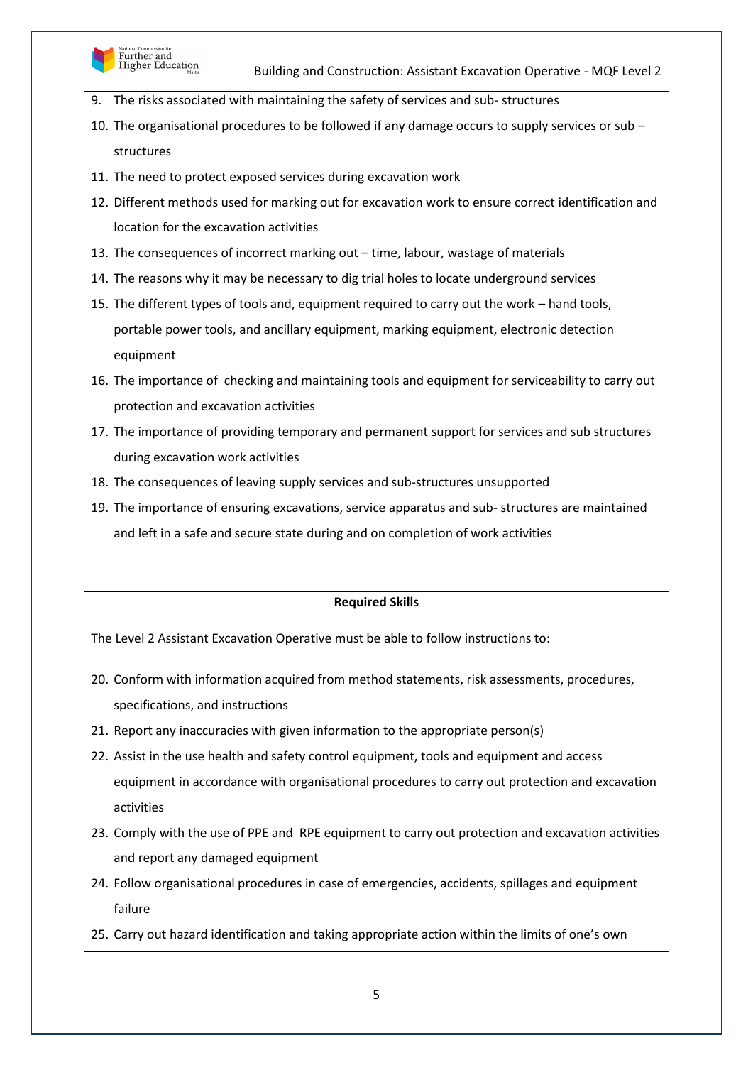9. The risks associated with maintaining the safety of services and sub- structures
10. The organisational procedures to be followed if any damage occurs to supply services or sub – structures
11. The need to protect exposed services during excavation work
12. Different methods used for marking out for excavation work to ensure correct identification and location for the excavation activities
13. The consequences of incorrect marking out – time, labour, wastage of materials
14. The reasons why it may be necessary to dig trial holes to locate underground services
15. The different types of tools and, equipment required to carry out the work – hand tools, portable power tools, and ancillary equipment, marking equipment, electronic detection equipment
16. The importance of checking and maintaining tools and equipment for serviceability to carry out protection and excavation activities
17. The importance of providing temporary and permanent support for services and sub structures during excavation work activities
18. The consequences of leaving supply services and sub-structures unsupported
19. The importance of ensuring excavations, service apparatus and sub- structures are maintained and left in a safe and secure state during and on completion of work activities

**Required Skills**

The Level 2 Assistant Excavation Operative must be able to follow instructions to:

20. Conform with information acquired from method statements, risk assessments, procedures, specifications, and instructions
21. Report any inaccuracies with given information to the appropriate person(s)
22. Assist in the use health and safety control equipment, tools and equipment and access equipment in accordance with organisational procedures to carry out protection and excavation activities
23. Comply with the use of PPE and RPE equipment to carry out protection and excavation activities and report any damaged equipment
24. Follow organisational procedures in case of emergencies, accidents, spillages and equipment failure
25. Carry out hazard identification and taking appropriate action within the limits of one's own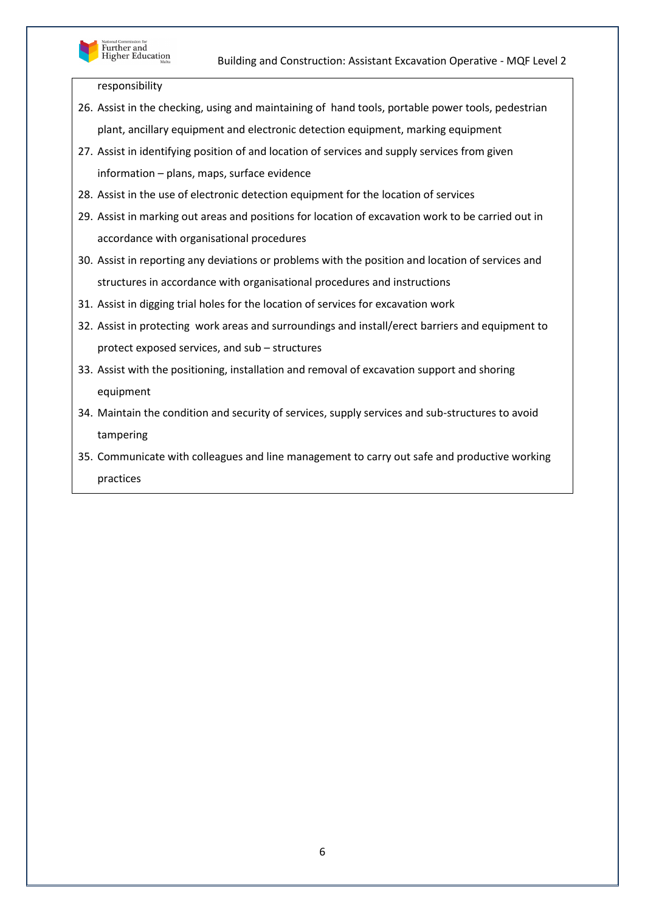responsibility

26. Assist in the checking, using and maintaining of hand tools, portable power tools, pedestrian plant, ancillary equipment and electronic detection equipment, marking equipment
27. Assist in identifying position of and location of services and supply services from given information – plans, maps, surface evidence
28. Assist in the use of electronic detection equipment for the location of services
29. Assist in marking out areas and positions for location of excavation work to be carried out in accordance with organisational procedures
30. Assist in reporting any deviations or problems with the position and location of services and structures in accordance with organisational procedures and instructions
31. Assist in digging trial holes for the location of services for excavation work
32. Assist in protecting work areas and surroundings and install/erect barriers and equipment to protect exposed services, and sub – structures
33. Assist with the positioning, installation and removal of excavation support and shoring equipment
34. Maintain the condition and security of services, supply services and sub-structures to avoid tampering
35. Communicate with colleagues and line management to carry out safe and productive working practices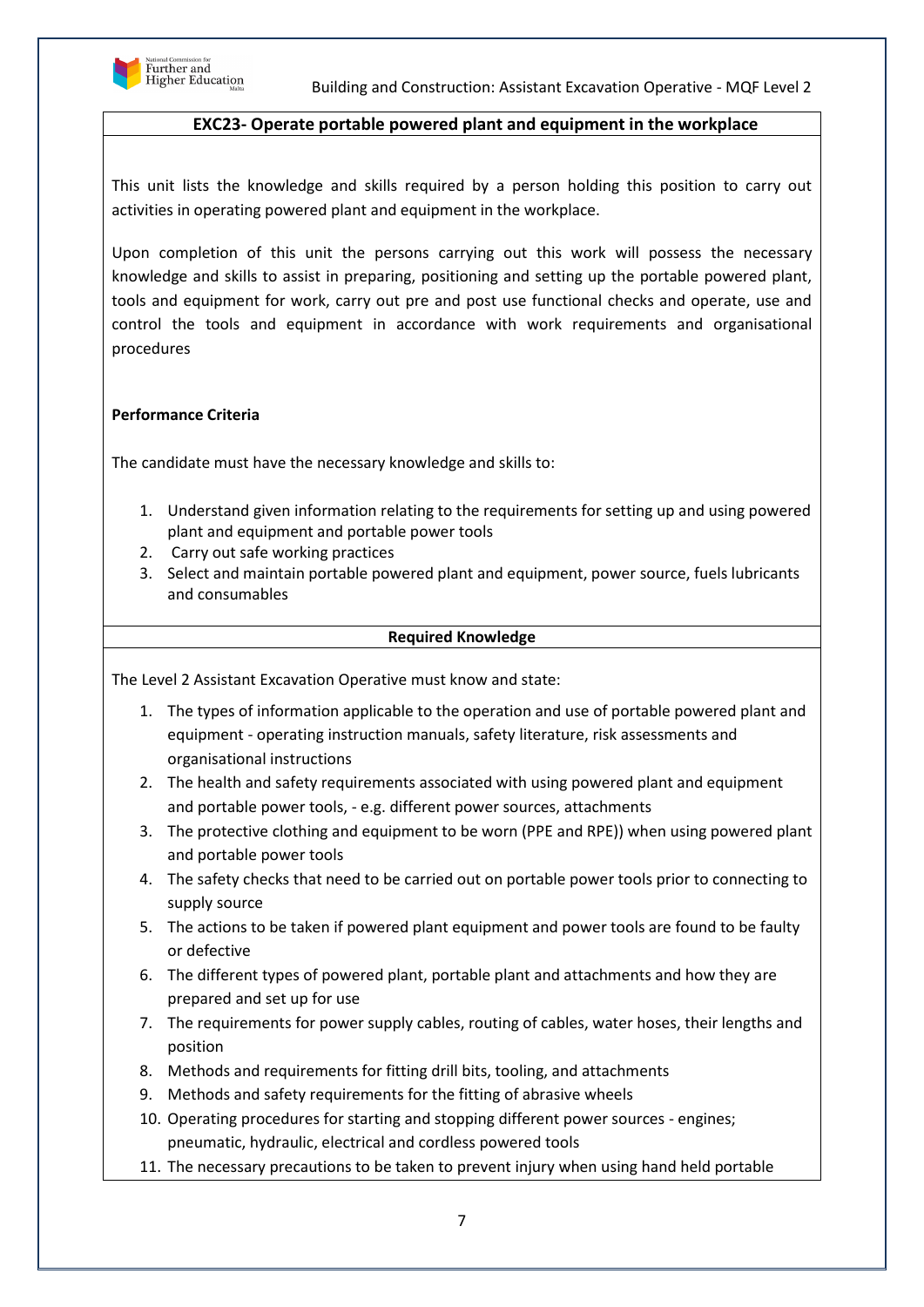## EXC23- Operate portable powered plant and equipment in the workplace

This unit lists the knowledge and skills required by a person holding this position to carry out activities in operating powered plant and equipment in the workplace.

Upon completion of this unit the persons carrying out this work will possess the necessary knowledge and skills to assist in preparing, positioning and setting up the portable powered plant, tools and equipment for work, carry out pre and post use functional checks and operate, use and control the tools and equipment in accordance with work requirements and organisational procedures

**Performance Criteria**

The candidate must have the necessary knowledge and skills to:

1. Understand given information relating to the requirements for setting up and using powered plant and equipment and portable power tools
2. Carry out safe working practices
3. Select and maintain portable powered plant and equipment, power source, fuels lubricants and consumables

**Required Knowledge**

The Level 2 Assistant Excavation Operative must know and state:

1. The types of information applicable to the operation and use of portable powered plant and equipment - operating instruction manuals, safety literature, risk assessments and organisational instructions
2. The health and safety requirements associated with using powered plant and equipment and portable power tools, - e.g. different power sources, attachments
3. The protective clothing and equipment to be worn (PPE and RPE)) when using powered plant and portable power tools
4. The safety checks that need to be carried out on portable power tools prior to connecting to supply source
5. The actions to be taken if powered plant equipment and power tools are found to be faulty or defective
6. The different types of powered plant, portable plant and attachments and how they are prepared and set up for use
7. The requirements for power supply cables, routing of cables, water hoses, their lengths and position
8. Methods and requirements for fitting drill bits, tooling, and attachments
9. Methods and safety requirements for the fitting of abrasive wheels
10. Operating procedures for starting and stopping different power sources - engines; pneumatic, hydraulic, electrical and cordless powered tools
11. The necessary precautions to be taken to prevent injury when using hand held portable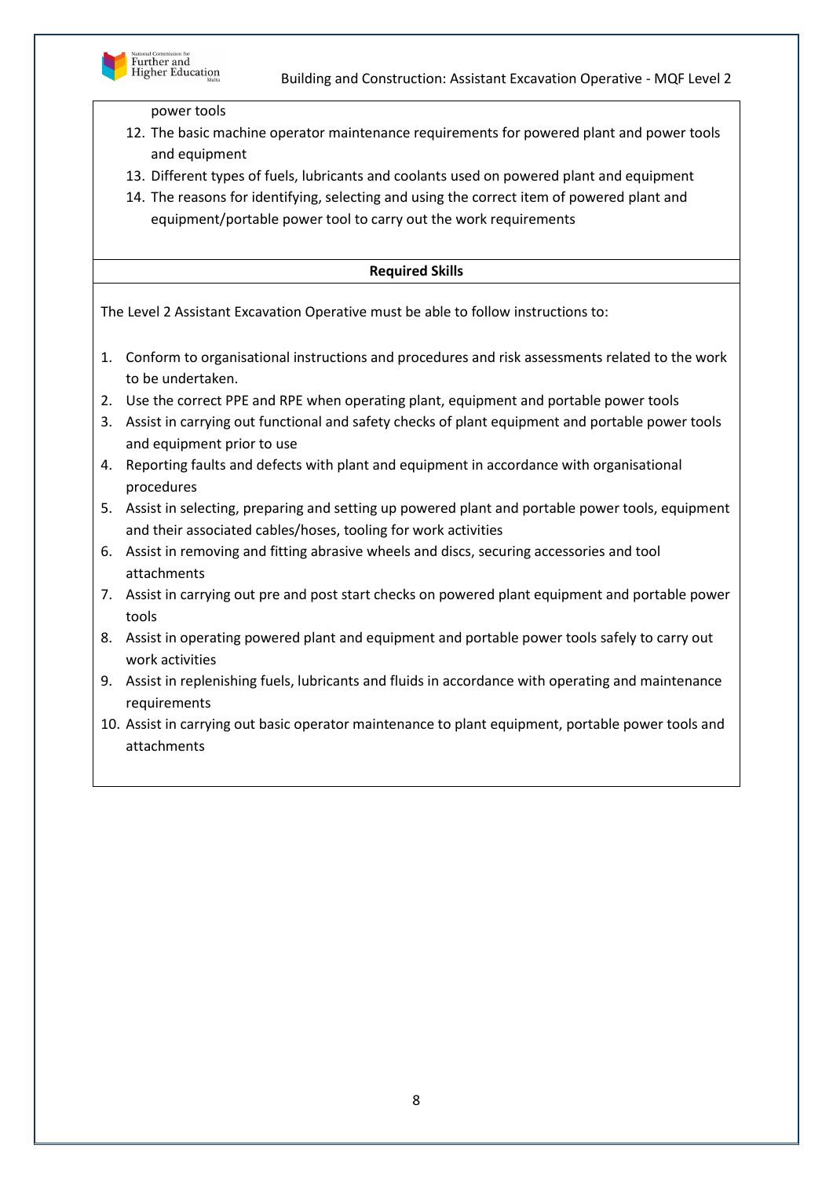power tools

12. The basic machine operator maintenance requirements for powered plant and power tools and equipment
13. Different types of fuels, lubricants and coolants used on powered plant and equipment
14. The reasons for identifying, selecting and using the correct item of powered plant and equipment/portable power tool to carry out the work requirements

**Required Skills**

The Level 2 Assistant Excavation Operative must be able to follow instructions to:

1. Conform to organisational instructions and procedures and risk assessments related to the work to be undertaken.
2. Use the correct PPE and RPE when operating plant, equipment and portable power tools
3. Assist in carrying out functional and safety checks of plant equipment and portable power tools and equipment prior to use
4. Reporting faults and defects with plant and equipment in accordance with organisational procedures
5. Assist in selecting, preparing and setting up powered plant and portable power tools, equipment and their associated cables/hoses, tooling for work activities
6. Assist in removing and fitting abrasive wheels and discs, securing accessories and tool attachments
7. Assist in carrying out pre and post start checks on powered plant equipment and portable power tools
8. Assist in operating powered plant and equipment and portable power tools safely to carry out work activities
9. Assist in replenishing fuels, lubricants and fluids in accordance with operating and maintenance requirements
10. Assist in carrying out basic operator maintenance to plant equipment, portable power tools and attachments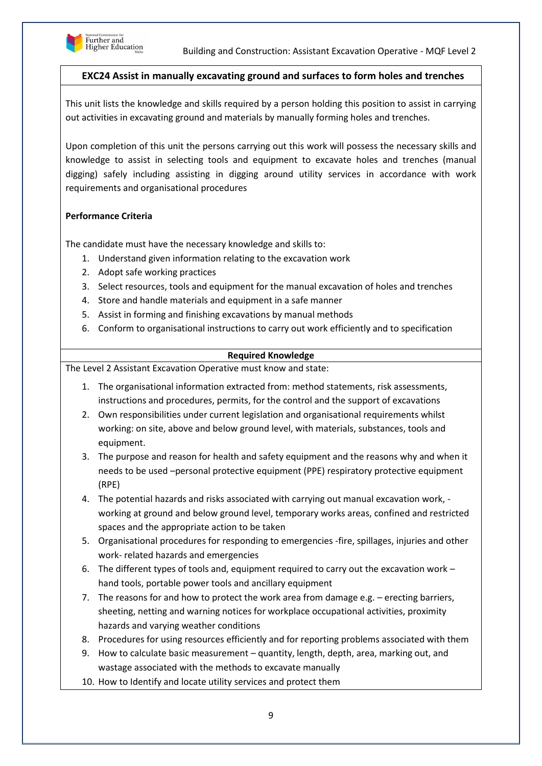## EXC24 Assist in manually excavating ground and surfaces to form holes and trenches

This unit lists the knowledge and skills required by a person holding this position to assist in carrying out activities in excavating ground and materials by manually forming holes and trenches.

Upon completion of this unit the persons carrying out this work will possess the necessary skills and knowledge to assist in selecting tools and equipment to excavate holes and trenches (manual digging) safely including assisting in digging around utility services in accordance with work requirements and organisational procedures

**Performance Criteria**

The candidate must have the necessary knowledge and skills to:

1. Understand given information relating to the excavation work
2. Adopt safe working practices
3. Select resources, tools and equipment for the manual excavation of holes and trenches
4. Store and handle materials and equipment in a safe manner
5. Assist in forming and finishing excavations by manual methods
6. Conform to organisational instructions to carry out work efficiently and to specification

**Required Knowledge**

The Level 2 Assistant Excavation Operative must know and state:

1. The organisational information extracted from: method statements, risk assessments, instructions and procedures, permits, for the control and the support of excavations
2. Own responsibilities under current legislation and organisational requirements whilst working: on site, above and below ground level, with materials, substances, tools and equipment.
3. The purpose and reason for health and safety equipment and the reasons why and when it needs to be used –personal protective equipment (PPE) respiratory protective equipment (RPE)
4. The potential hazards and risks associated with carrying out manual excavation work, - working at ground and below ground level, temporary works areas, confined and restricted spaces and the appropriate action to be taken
5. Organisational procedures for responding to emergencies -fire, spillages, injuries and other work- related hazards and emergencies
6. The different types of tools and, equipment required to carry out the excavation work – hand tools, portable power tools and ancillary equipment
7. The reasons for and how to protect the work area from damage e.g. – erecting barriers, sheeting, netting and warning notices for workplace occupational activities, proximity hazards and varying weather conditions
8. Procedures for using resources efficiently and for reporting problems associated with them
9. How to calculate basic measurement – quantity, length, depth, area, marking out, and wastage associated with the methods to excavate manually
10. How to Identify and locate utility services and protect them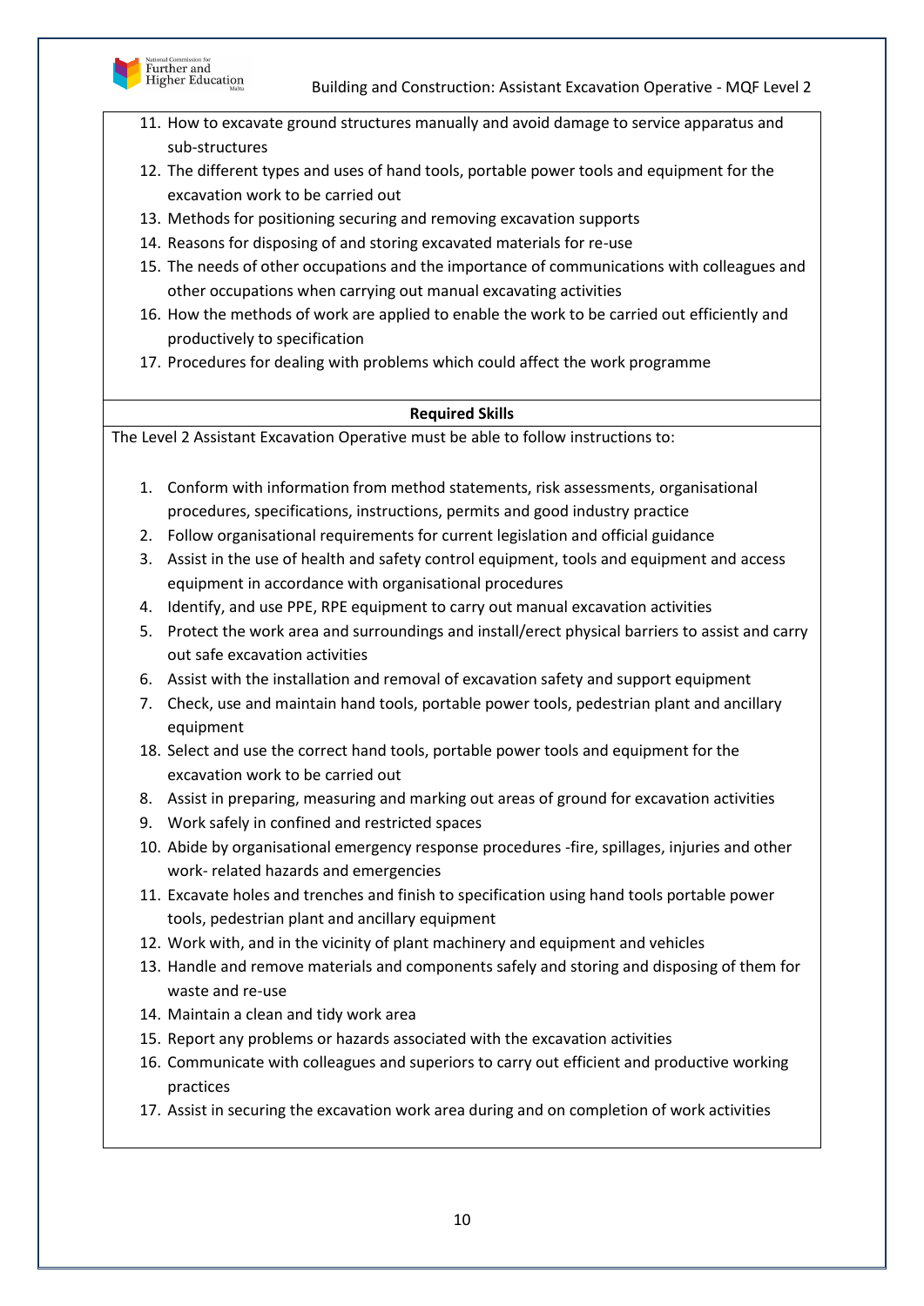11. How to excavate ground structures manually and avoid damage to service apparatus and sub-structures
12. The different types and uses of hand tools, portable power tools and equipment for the excavation work to be carried out
13. Methods for positioning securing and removing excavation supports
14. Reasons for disposing of and storing excavated materials for re-use
15. The needs of other occupations and the importance of communications with colleagues and other occupations when carrying out manual excavating activities
16. How the methods of work are applied to enable the work to be carried out efficiently and productively to specification
17. Procedures for dealing with problems which could affect the work programme

**Required Skills**

The Level 2 Assistant Excavation Operative must be able to follow instructions to:

1. Conform with information from method statements, risk assessments, organisational procedures, specifications, instructions, permits and good industry practice
2. Follow organisational requirements for current legislation and official guidance
3. Assist in the use of health and safety control equipment, tools and equipment and access equipment in accordance with organisational procedures
4. Identify, and use PPE, RPE equipment to carry out manual excavation activities
5. Protect the work area and surroundings and install/erect physical barriers to assist and carry out safe excavation activities
6. Assist with the installation and removal of excavation safety and support equipment
7. Check, use and maintain hand tools, portable power tools, pedestrian plant and ancillary equipment

18. Select and use the correct hand tools, portable power tools and equipment for the excavation work to be carried out

8. Assist in preparing, measuring and marking out areas of ground for excavation activities
9. Work safely in confined and restricted spaces
10. Abide by organisational emergency response procedures -fire, spillages, injuries and other work- related hazards and emergencies
11. Excavate holes and trenches and finish to specification using hand tools portable power tools, pedestrian plant and ancillary equipment
12. Work with, and in the vicinity of plant machinery and equipment and vehicles
13. Handle and remove materials and components safely and storing and disposing of them for waste and re-use
14. Maintain a clean and tidy work area
15. Report any problems or hazards associated with the excavation activities
16. Communicate with colleagues and superiors to carry out efficient and productive working practices
17. Assist in securing the excavation work area during and on completion of work activities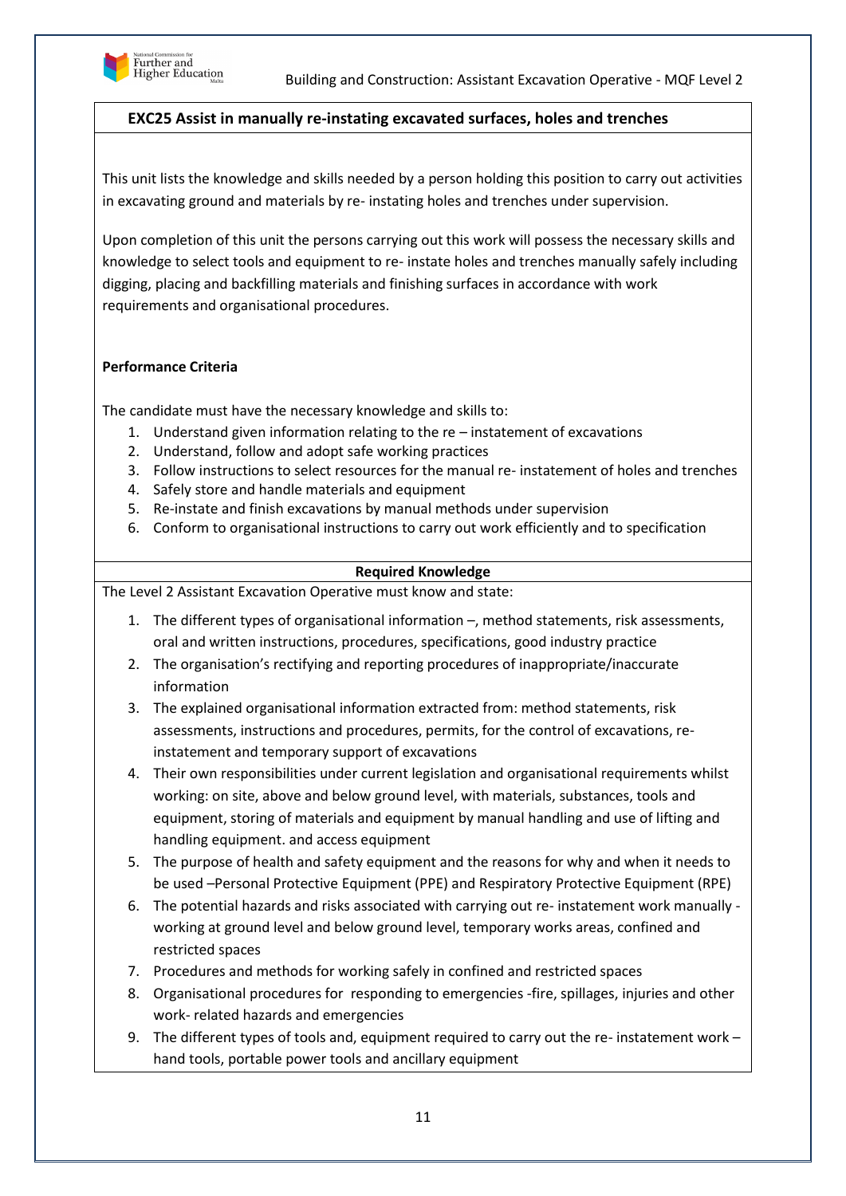## EXC25 Assist in manually re-instating excavated surfaces, holes and trenches

This unit lists the knowledge and skills needed by a person holding this position to carry out activities in excavating ground and materials by re- instating holes and trenches under supervision.

Upon completion of this unit the persons carrying out this work will possess the necessary skills and knowledge to select tools and equipment to re- instate holes and trenches manually safely including digging, placing and backfilling materials and finishing surfaces in accordance with work requirements and organisational procedures.

**Performance Criteria**

The candidate must have the necessary knowledge and skills to:

1. Understand given information relating to the re – instatement of excavations
2. Understand, follow and adopt safe working practices
3. Follow instructions to select resources for the manual re- instatement of holes and trenches
4. Safely store and handle materials and equipment
5. Re-instate and finish excavations by manual methods under supervision
6. Conform to organisational instructions to carry out work efficiently and to specification

**Required Knowledge**

The Level 2 Assistant Excavation Operative must know and state:

1. The different types of organisational information –, method statements, risk assessments, oral and written instructions, procedures, specifications, good industry practice
2. The organisation's rectifying and reporting procedures of inappropriate/inaccurate information
3. The explained organisational information extracted from: method statements, risk assessments, instructions and procedures, permits, for the control of excavations, re-instatement and temporary support of excavations
4. Their own responsibilities under current legislation and organisational requirements whilst working: on site, above and below ground level, with materials, substances, tools and equipment, storing of materials and equipment by manual handling and use of lifting and handling equipment. and access equipment
5. The purpose of health and safety equipment and the reasons for why and when it needs to be used –Personal Protective Equipment (PPE) and Respiratory Protective Equipment (RPE)
6. The potential hazards and risks associated with carrying out re- instatement work manually - working at ground level and below ground level, temporary works areas, confined and restricted spaces
7. Procedures and methods for working safely in confined and restricted spaces
8. Organisational procedures for responding to emergencies -fire, spillages, injuries and other work- related hazards and emergencies
9. The different types of tools and, equipment required to carry out the re- instatement work – hand tools, portable power tools and ancillary equipment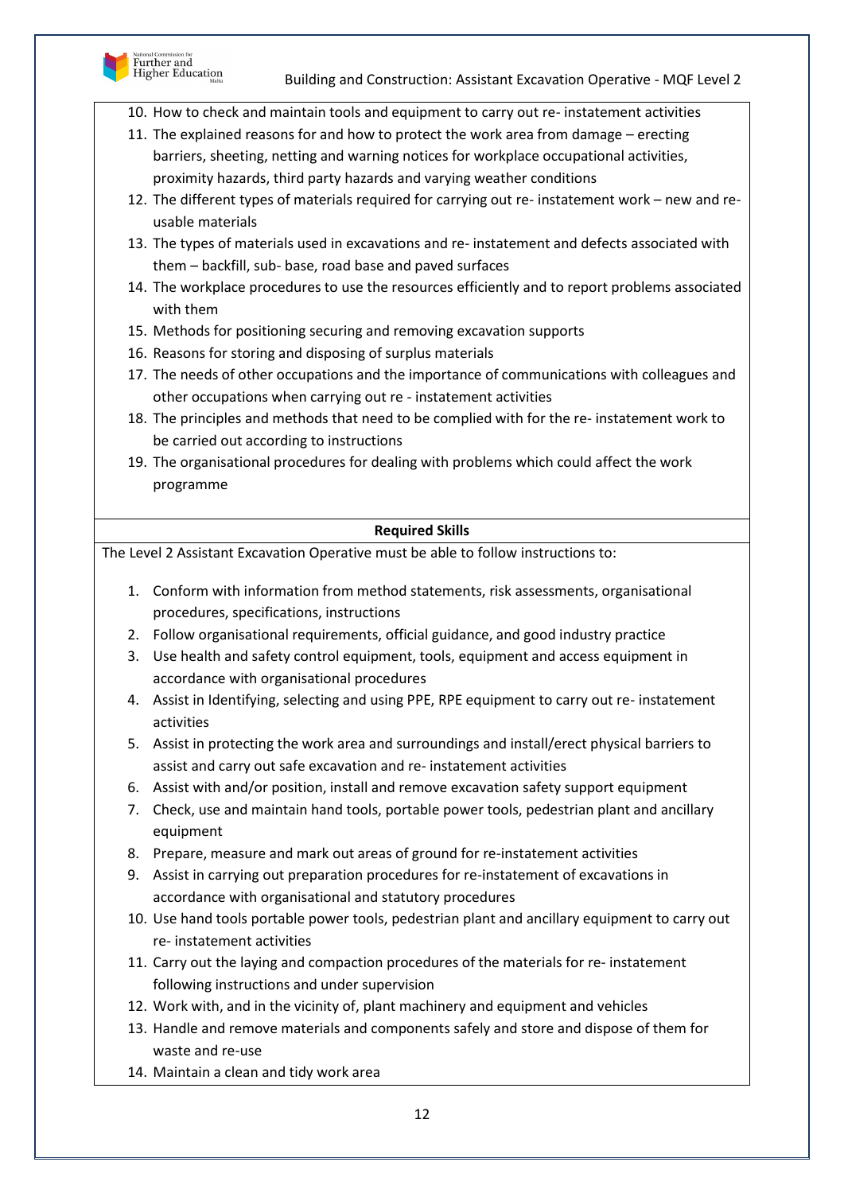10. How to check and maintain tools and equipment to carry out re- instatement activities
11. The explained reasons for and how to protect the work area from damage – erecting barriers, sheeting, netting and warning notices for workplace occupational activities, proximity hazards, third party hazards and varying weather conditions
12. The different types of materials required for carrying out re- instatement work – new and re-usable materials
13. The types of materials used in excavations and re- instatement and defects associated with them – backfill, sub- base, road base and paved surfaces
14. The workplace procedures to use the resources efficiently and to report problems associated with them
15. Methods for positioning securing and removing excavation supports
16. Reasons for storing and disposing of surplus materials
17. The needs of other occupations and the importance of communications with colleagues and other occupations when carrying out re - instatement activities
18. The principles and methods that need to be complied with for the re- instatement work to be carried out according to instructions
19. The organisational procedures for dealing with problems which could affect the work programme

**Required Skills**

The Level 2 Assistant Excavation Operative must be able to follow instructions to:

1. Conform with information from method statements, risk assessments, organisational procedures, specifications, instructions
2. Follow organisational requirements, official guidance, and good industry practice
3. Use health and safety control equipment, tools, equipment and access equipment in accordance with organisational procedures
4. Assist in Identifying, selecting and using PPE, RPE equipment to carry out re- instatement activities
5. Assist in protecting the work area and surroundings and install/erect physical barriers to assist and carry out safe excavation and re- instatement activities
6. Assist with and/or position, install and remove excavation safety support equipment
7. Check, use and maintain hand tools, portable power tools, pedestrian plant and ancillary equipment
8. Prepare, measure and mark out areas of ground for re-instatement activities
9. Assist in carrying out preparation procedures for re-instatement of excavations in accordance with organisational and statutory procedures
10. Use hand tools portable power tools, pedestrian plant and ancillary equipment to carry out re- instatement activities
11. Carry out the laying and compaction procedures of the materials for re- instatement following instructions and under supervision
12. Work with, and in the vicinity of, plant machinery and equipment and vehicles
13. Handle and remove materials and components safely and store and dispose of them for waste and re-use
14. Maintain a clean and tidy work area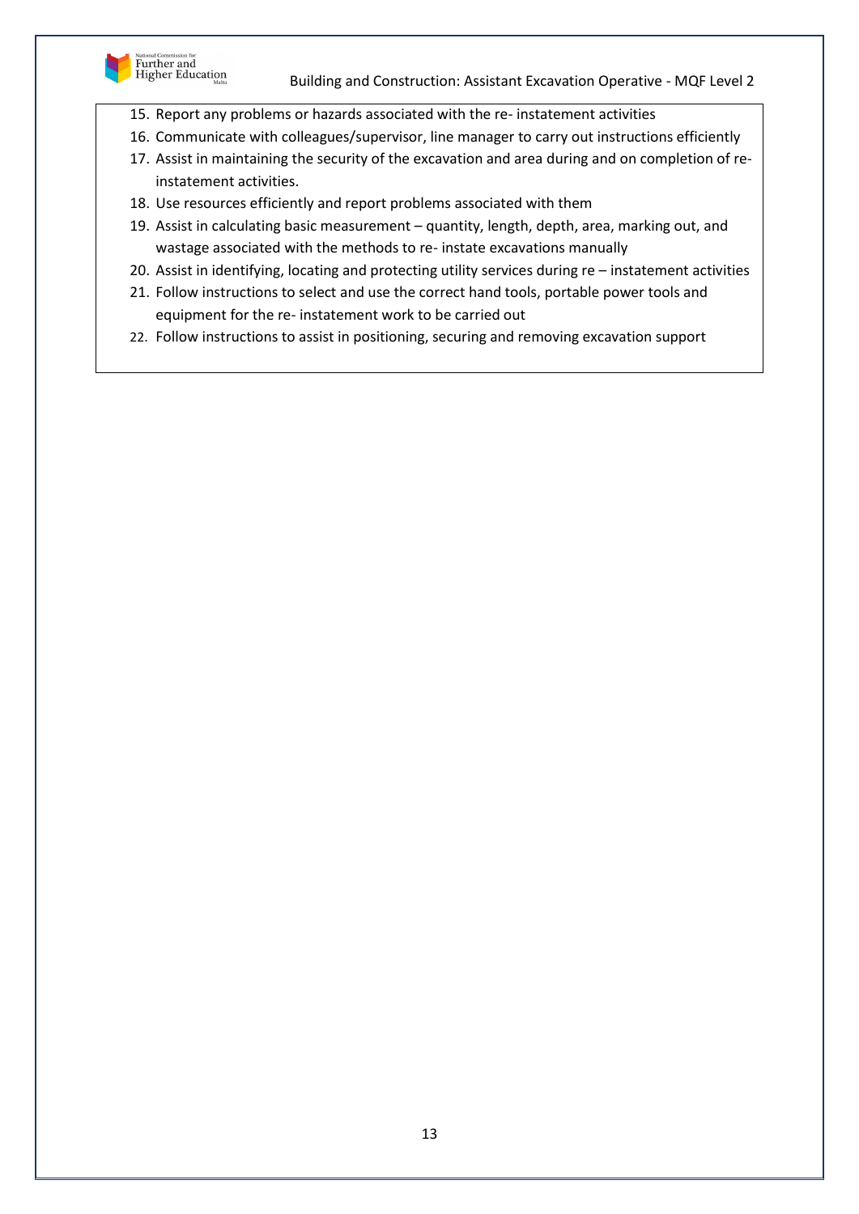15. Report any problems or hazards associated with the re- instatement activities
16. Communicate with colleagues/supervisor, line manager to carry out instructions efficiently
17. Assist in maintaining the security of the excavation and area during and on completion of re-instatement activities.
18. Use resources efficiently and report problems associated with them
19. Assist in calculating basic measurement – quantity, length, depth, area, marking out, and wastage associated with the methods to re- instate excavations manually
20. Assist in identifying, locating and protecting utility services during re – instatement activities
21. Follow instructions to select and use the correct hand tools, portable power tools and equipment for the re- instatement work to be carried out
22. Follow instructions to assist in positioning, securing and removing excavation support